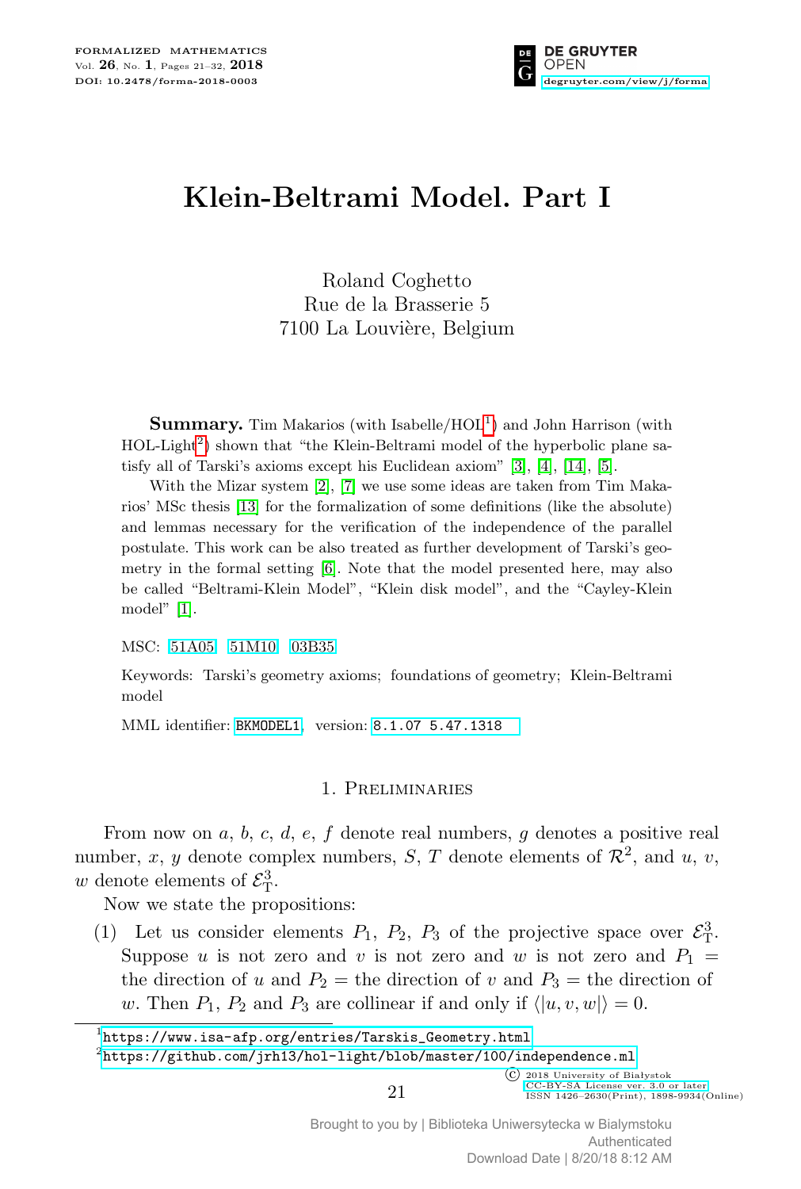# Klein-Beltrami Model. Part I

Roland Coghetto
Rue de la Brasserie 5
7100 La Louvière, Belgium

**Summary.** Tim Makarios (with Isabelle/HOL[1]) and John Harrison (with HOL-Light[2]) shown that "the Klein-Beltrami model of the hyperbolic plane satisfy all of Tarski's axioms except his Euclidean axiom" [3], [4], [14], [5].

With the Mizar system [2], [7] we use some ideas are taken from Tim Makarios' MSc thesis [13] for the formalization of some definitions (like the absolute) and lemmas necessary for the verification of the independence of the parallel postulate. This work can be also treated as further development of Tarski's geometry in the formal setting [6]. Note that the model presented here, may also be called "Beltrami-Klein Model", "Klein disk model", and the "Cayley-Klein model" [1].

MSC: 51A05 51M10 03B35

Keywords: Tarski's geometry axioms; foundations of geometry; Klein-Beltrami model

MML identifier: BKMODEL1, version: 8.1.07 5.47.1318

## 1. Preliminaries

From now on $a$, $b$, $c$, $d$, $e$, $f$ denote real numbers, $g$ denotes a positive real number, $x$, $y$ denote complex numbers, $S$, $T$ denote elements of $\mathcal{R}^2$, and $u$, $v$, $w$ denote elements of $\mathcal{E}^3_{\mathrm{T}}$.

Now we state the propositions:

(1) Let us consider elements $P_1$, $P_2$, $P_3$ of the projective space over $\mathcal{E}^3_{\mathrm{T}}$. Suppose $u$ is not zero and $v$ is not zero and $w$ is not zero and $P_1$ = the direction of $u$ and $P_2$ = the direction of $v$ and $P_3$ = the direction of $w$. Then $P_1$, $P_2$ and $P_3$ are collinear if and only if $\langle|u, v, w|\rangle = 0$.

[1] https://www.isa-afp.org/entries/Tarskis_Geometry.html

[2] https://github.com/jrh13/hol-light/blob/master/100/independence.ml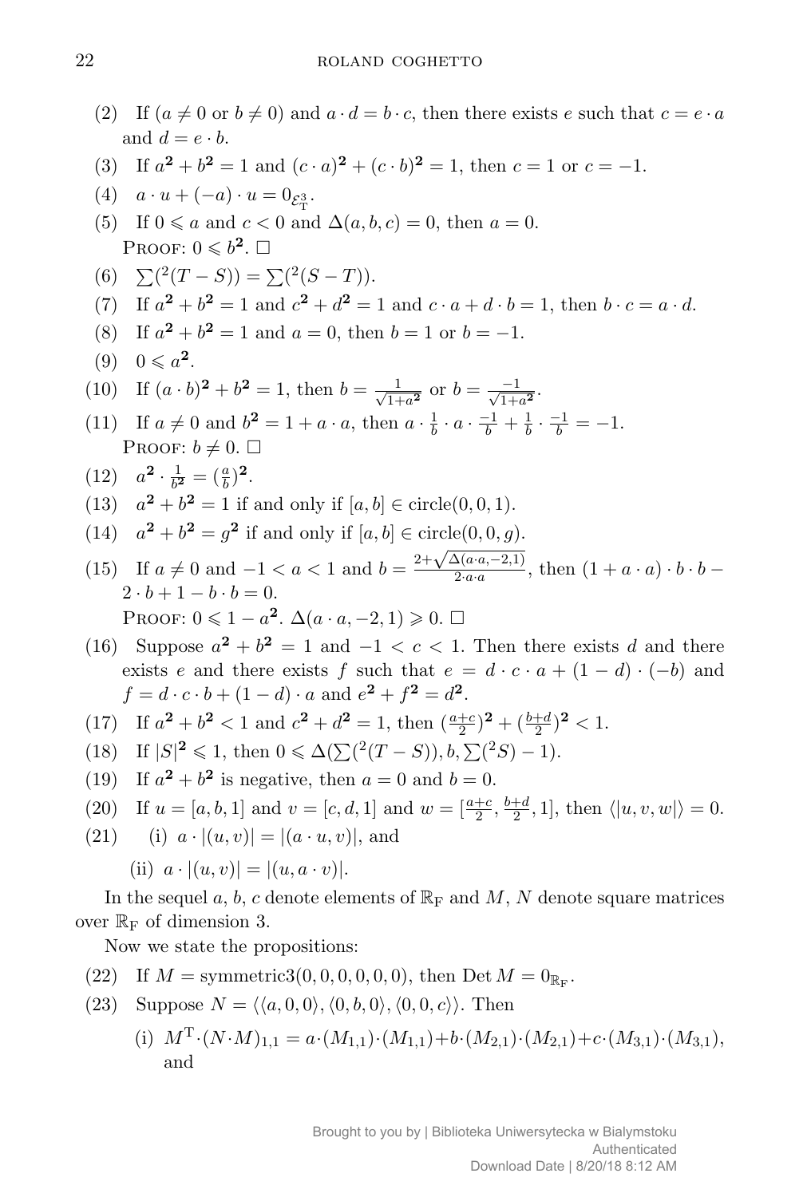(2) If ($a \neq 0$ or $b \neq 0$) and $a \cdot d = b \cdot c$, then there exists $e$ such that $c = e \cdot a$ and $d = e \cdot b$.

(3) If $a^{\mathbf{2}} + b^{\mathbf{2}} = 1$ and $(c \cdot a)^{\mathbf{2}} + (c \cdot b)^{\mathbf{2}} = 1$, then $c = 1$ or $c = -1$.

(4) $a \cdot u + (-a) \cdot u = 0_{\mathcal{E}^3_{\mathrm{T}}}$.

(5) If $0 \leqslant a$ and $c < 0$ and $\Delta(a, b, c) = 0$, then $a = 0$.
PROOF: $0 \leqslant b^{\mathbf{2}}$. □

(6) $\sum({}^2(T - S)) = \sum({}^2(S - T))$.

(7) If $a^{\mathbf{2}} + b^{\mathbf{2}} = 1$ and $c^{\mathbf{2}} + d^{\mathbf{2}} = 1$ and $c \cdot a + d \cdot b = 1$, then $b \cdot c = a \cdot d$.

(8) If $a^{\mathbf{2}} + b^{\mathbf{2}} = 1$ and $a = 0$, then $b = 1$ or $b = -1$.

(9) $0 \leqslant a^{\mathbf{2}}$.

(10) If $(a \cdot b)^{\mathbf{2}} + b^{\mathbf{2}} = 1$, then $b = \frac{1}{\sqrt{1 + a^{\mathbf{2}}}}$ or $b = \frac{-1}{\sqrt{1 + a^{\mathbf{2}}}}$.

(11) If $a \neq 0$ and $b^{\mathbf{2}} = 1 + a \cdot a$, then $a \cdot \frac{1}{b} \cdot a \cdot \frac{-1}{b} + \frac{1}{b} \cdot \frac{-1}{b} = -1$.
PROOF: $b \neq 0$. □

(12) $a^{\mathbf{2}} \cdot \frac{1}{b^{\mathbf{2}}} = (\frac{a}{b})^{\mathbf{2}}$.

(13) $a^{\mathbf{2}} + b^{\mathbf{2}} = 1$ if and only if $[a, b] \in \mathrm{circle}(0, 0, 1)$.

(14) $a^{\mathbf{2}} + b^{\mathbf{2}} = g^{\mathbf{2}}$ if and only if $[a, b] \in \mathrm{circle}(0, 0, g)$.

(15) If $a \neq 0$ and $-1 < a < 1$ and $b = \frac{2 + \sqrt{\Delta(a \cdot a, -2, 1)}}{2 \cdot a \cdot a}$, then $(1 + a \cdot a) \cdot b \cdot b - 2 \cdot b + 1 - b \cdot b = 0$.
PROOF: $0 \leqslant 1 - a^{\mathbf{2}}$. $\Delta(a \cdot a, -2, 1) \geqslant 0$. □

(16) Suppose $a^{\mathbf{2}} + b^{\mathbf{2}} = 1$ and $-1 < c < 1$. Then there exists $d$ and there exists $e$ and there exists $f$ such that $e = d \cdot c \cdot a + (1 - d) \cdot (-b)$ and $f = d \cdot c \cdot b + (1 - d) \cdot a$ and $e^{\mathbf{2}} + f^{\mathbf{2}} = d^{\mathbf{2}}$.

(17) If $a^{\mathbf{2}} + b^{\mathbf{2}} < 1$ and $c^{\mathbf{2}} + d^{\mathbf{2}} = 1$, then $(\frac{a+c}{2})^{\mathbf{2}} + (\frac{b+d}{2})^{\mathbf{2}} < 1$.

(18) If $|S|^{\mathbf{2}} \leqslant 1$, then $0 \leqslant \Delta(\sum({}^2(T - S)), b, \sum({}^2 S) - 1)$.

(19) If $a^{\mathbf{2}} + b^{\mathbf{2}}$ is negative, then $a = 0$ and $b = 0$.

(20) If $u = [a, b, 1]$ and $v = [c, d, 1]$ and $w = [\frac{a+c}{2}, \frac{b+d}{2}, 1]$, then $\langle |u, v, w| \rangle = 0$.

(21) (i) $a \cdot |(u, v)| = |(a \cdot u, v)|$, and

(ii) $a \cdot |(u, v)| = |(u, a \cdot v)|$.

In the sequel $a$, $b$, $c$ denote elements of $\mathbb{R}_{\mathrm{F}}$ and $M$, $N$ denote square matrices over $\mathbb{R}_{\mathrm{F}}$ of dimension 3.

Now we state the propositions:

(22) If $M = \mathrm{symmetric3}(0, 0, 0, 0, 0, 0)$, then $\mathrm{Det}\, M = 0_{\mathbb{R}_{\mathrm{F}}}$.

(23) Suppose $N = \langle \langle a, 0, 0 \rangle, \langle 0, b, 0 \rangle, \langle 0, 0, c \rangle \rangle$. Then

(i) $M^{\mathrm{T}} \cdot (N \cdot M)_{1,1} = a \cdot (M_{1,1}) \cdot (M_{1,1}) + b \cdot (M_{2,1}) \cdot (M_{2,1}) + c \cdot (M_{3,1}) \cdot (M_{3,1})$, and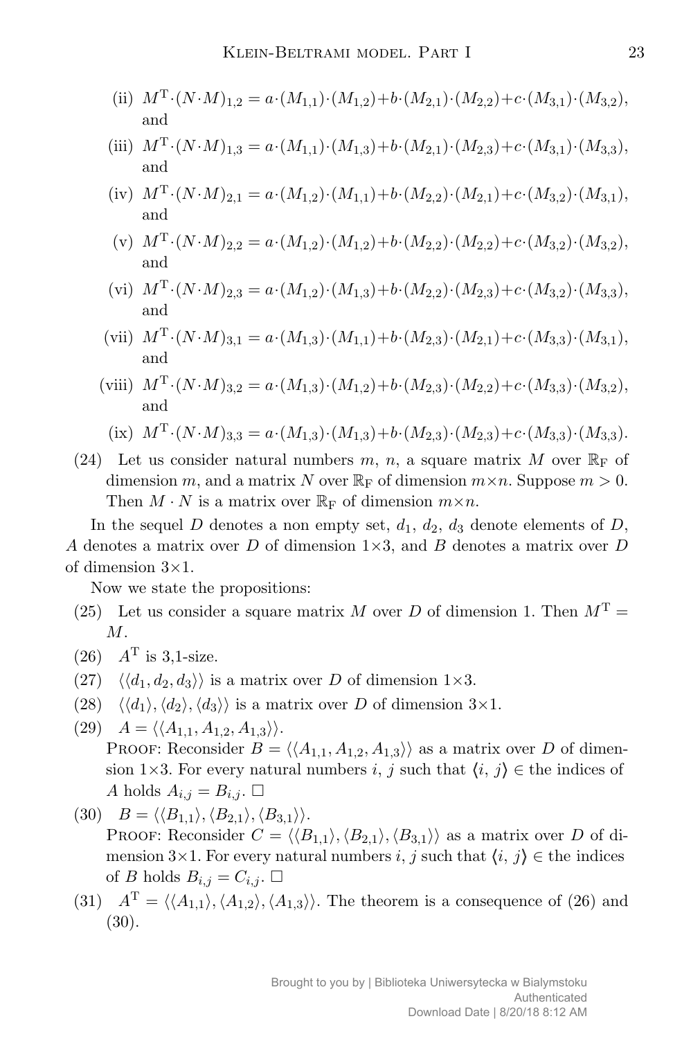(ii) $M^{\mathrm{T}} \cdot (N \cdot M)_{1,2} = a \cdot (M_{1,1}) \cdot (M_{1,2}) + b \cdot (M_{2,1}) \cdot (M_{2,2}) + c \cdot (M_{3,1}) \cdot (M_{3,2})$, and

(iii) $M^{\mathrm{T}} \cdot (N \cdot M)_{1,3} = a \cdot (M_{1,1}) \cdot (M_{1,3}) + b \cdot (M_{2,1}) \cdot (M_{2,3}) + c \cdot (M_{3,1}) \cdot (M_{3,3})$, and

(iv) $M^{\mathrm{T}} \cdot (N \cdot M)_{2,1} = a \cdot (M_{1,2}) \cdot (M_{1,1}) + b \cdot (M_{2,2}) \cdot (M_{2,1}) + c \cdot (M_{3,2}) \cdot (M_{3,1})$, and

(v) $M^{\mathrm{T}} \cdot (N \cdot M)_{2,2} = a \cdot (M_{1,2}) \cdot (M_{1,2}) + b \cdot (M_{2,2}) \cdot (M_{2,2}) + c \cdot (M_{3,2}) \cdot (M_{3,2})$, and

(vi) $M^{\mathrm{T}} \cdot (N \cdot M)_{2,3} = a \cdot (M_{1,2}) \cdot (M_{1,3}) + b \cdot (M_{2,2}) \cdot (M_{2,3}) + c \cdot (M_{3,2}) \cdot (M_{3,3})$, and

(vii) $M^{\mathrm{T}} \cdot (N \cdot M)_{3,1} = a \cdot (M_{1,3}) \cdot (M_{1,1}) + b \cdot (M_{2,3}) \cdot (M_{2,1}) + c \cdot (M_{3,3}) \cdot (M_{3,1})$, and

(viii) $M^{\mathrm{T}} \cdot (N \cdot M)_{3,2} = a \cdot (M_{1,3}) \cdot (M_{1,2}) + b \cdot (M_{2,3}) \cdot (M_{2,2}) + c \cdot (M_{3,3}) \cdot (M_{3,2})$, and

(ix) $M^{\mathrm{T}} \cdot (N \cdot M)_{3,3} = a \cdot (M_{1,3}) \cdot (M_{1,3}) + b \cdot (M_{2,3}) \cdot (M_{2,3}) + c \cdot (M_{3,3}) \cdot (M_{3,3})$.

(24) Let us consider natural numbers $m$, $n$, a square matrix $M$ over $\mathbb{R}_{\mathrm{F}}$ of dimension $m$, and a matrix $N$ over $\mathbb{R}_{\mathrm{F}}$ of dimension $m \times n$. Suppose $m > 0$. Then $M \cdot N$ is a matrix over $\mathbb{R}_{\mathrm{F}}$ of dimension $m \times n$.

In the sequel $D$ denotes a non empty set, $d_1$, $d_2$, $d_3$ denote elements of $D$, $A$ denotes a matrix over $D$ of dimension $1 \times 3$, and $B$ denotes a matrix over $D$ of dimension $3 \times 1$.

Now we state the propositions:

(25) Let us consider a square matrix $M$ over $D$ of dimension 1. Then $M^{\mathrm{T}} = M$.

(26) $A^{\mathrm{T}}$ is 3,1-size.

(27) $\langle\langle d_1, d_2, d_3 \rangle\rangle$ is a matrix over $D$ of dimension $1 \times 3$.

(28) $\langle\langle d_1 \rangle, \langle d_2 \rangle, \langle d_3 \rangle\rangle$ is a matrix over $D$ of dimension $3 \times 1$.

(29) $A = \langle\langle A_{1,1}, A_{1,2}, A_{1,3} \rangle\rangle$.

PROOF: Reconsider $B = \langle\langle A_{1,1}, A_{1,2}, A_{1,3} \rangle\rangle$ as a matrix over $D$ of dimension $1 \times 3$. For every natural numbers $i$, $j$ such that $\langle i, j \rangle \in$ the indices of $A$ holds $A_{i,j} = B_{i,j}$. $\square$

(30) $B = \langle\langle B_{1,1} \rangle, \langle B_{2,1} \rangle, \langle B_{3,1} \rangle\rangle$.

PROOF: Reconsider $C = \langle\langle B_{1,1} \rangle, \langle B_{2,1} \rangle, \langle B_{3,1} \rangle\rangle$ as a matrix over $D$ of dimension $3 \times 1$. For every natural numbers $i$, $j$ such that $\langle i, j \rangle \in$ the indices of $B$ holds $B_{i,j} = C_{i,j}$. $\square$

(31) $A^{\mathrm{T}} = \langle\langle A_{1,1} \rangle, \langle A_{1,2} \rangle, \langle A_{1,3} \rangle\rangle$. The theorem is a consequence of (26) and (30).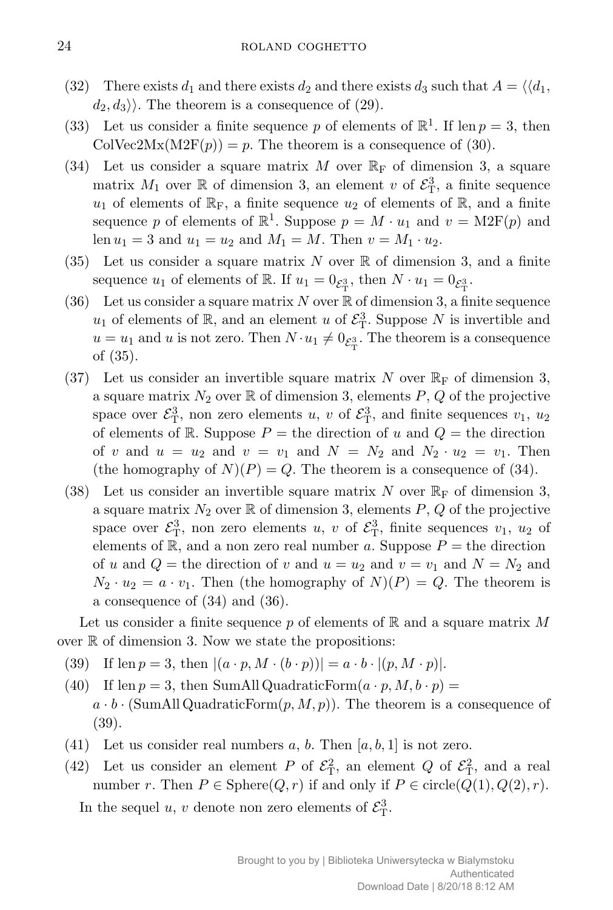(32) There exists $d_1$ and there exists $d_2$ and there exists $d_3$ such that $A = \langle\langle d_1, d_2, d_3 \rangle\rangle$. The theorem is a consequence of (29).

(33) Let us consider a finite sequence $p$ of elements of $\mathbb{R}^1$. If $\operatorname{len} p = 3$, then $\operatorname{ColVec2Mx}(\operatorname{M2F}(p)) = p$. The theorem is a consequence of (30).

(34) Let us consider a square matrix $M$ over $\mathbb{R}_{\mathrm{F}}$ of dimension 3, a square matrix $M_1$ over $\mathbb{R}$ of dimension 3, an element $v$ of $\mathcal{E}^3_{\mathrm{T}}$, a finite sequence $u_1$ of elements of $\mathbb{R}_{\mathrm{F}}$, a finite sequence $u_2$ of elements of $\mathbb{R}$, and a finite sequence $p$ of elements of $\mathbb{R}^1$. Suppose $p = M \cdot u_1$ and $v = \operatorname{M2F}(p)$ and $\operatorname{len} u_1 = 3$ and $u_1 = u_2$ and $M_1 = M$. Then $v = M_1 \cdot u_2$.

(35) Let us consider a square matrix $N$ over $\mathbb{R}$ of dimension 3, and a finite sequence $u_1$ of elements of $\mathbb{R}$. If $u_1 = 0_{\mathcal{E}^3_{\mathrm{T}}}$, then $N \cdot u_1 = 0_{\mathcal{E}^3_{\mathrm{T}}}$.

(36) Let us consider a square matrix $N$ over $\mathbb{R}$ of dimension 3, a finite sequence $u_1$ of elements of $\mathbb{R}$, and an element $u$ of $\mathcal{E}^3_{\mathrm{T}}$. Suppose $N$ is invertible and $u = u_1$ and $u$ is not zero. Then $N \cdot u_1 \neq 0_{\mathcal{E}^3_{\mathrm{T}}}$. The theorem is a consequence of (35).

(37) Let us consider an invertible square matrix $N$ over $\mathbb{R}_{\mathrm{F}}$ of dimension 3, a square matrix $N_2$ over $\mathbb{R}$ of dimension 3, elements $P$, $Q$ of the projective space over $\mathcal{E}^3_{\mathrm{T}}$, non zero elements $u$, $v$ of $\mathcal{E}^3_{\mathrm{T}}$, and finite sequences $v_1$, $u_2$ of elements of $\mathbb{R}$. Suppose $P =$ the direction of $u$ and $Q =$ the direction of $v$ and $u = u_2$ and $v = v_1$ and $N = N_2$ and $N_2 \cdot u_2 = v_1$. Then (the homography of $N$)$(P) = Q$. The theorem is a consequence of (34).

(38) Let us consider an invertible square matrix $N$ over $\mathbb{R}_{\mathrm{F}}$ of dimension 3, a square matrix $N_2$ over $\mathbb{R}$ of dimension 3, elements $P$, $Q$ of the projective space over $\mathcal{E}^3_{\mathrm{T}}$, non zero elements $u$, $v$ of $\mathcal{E}^3_{\mathrm{T}}$, finite sequences $v_1$, $u_2$ of elements of $\mathbb{R}$, and a non zero real number $a$. Suppose $P =$ the direction of $u$ and $Q =$ the direction of $v$ and $u = u_2$ and $v = v_1$ and $N = N_2$ and $N_2 \cdot u_2 = a \cdot v_1$. Then (the homography of $N$)$(P) = Q$. The theorem is a consequence of (34) and (36).

Let us consider a finite sequence $p$ of elements of $\mathbb{R}$ and a square matrix $M$ over $\mathbb{R}$ of dimension 3. Now we state the propositions:

(39) If $\operatorname{len} p = 3$, then $|(a \cdot p, M \cdot (b \cdot p))| = a \cdot b \cdot |(p, M \cdot p)|$.

(40) If $\operatorname{len} p = 3$, then $\operatorname{SumAll} \operatorname{QuadraticForm}(a \cdot p, M, b \cdot p) = a \cdot b \cdot (\operatorname{SumAll} \operatorname{QuadraticForm}(p, M, p))$. The theorem is a consequence of (39).

(41) Let us consider real numbers $a$, $b$. Then $[a, b, 1]$ is not zero.

(42) Let us consider an element $P$ of $\mathcal{E}^2_{\mathrm{T}}$, an element $Q$ of $\mathcal{E}^2_{\mathrm{T}}$, and a real number $r$. Then $P \in \operatorname{Sphere}(Q, r)$ if and only if $P \in \operatorname{circle}(Q(1), Q(2), r)$.

In the sequel $u$, $v$ denote non zero elements of $\mathcal{E}^3_{\mathrm{T}}$.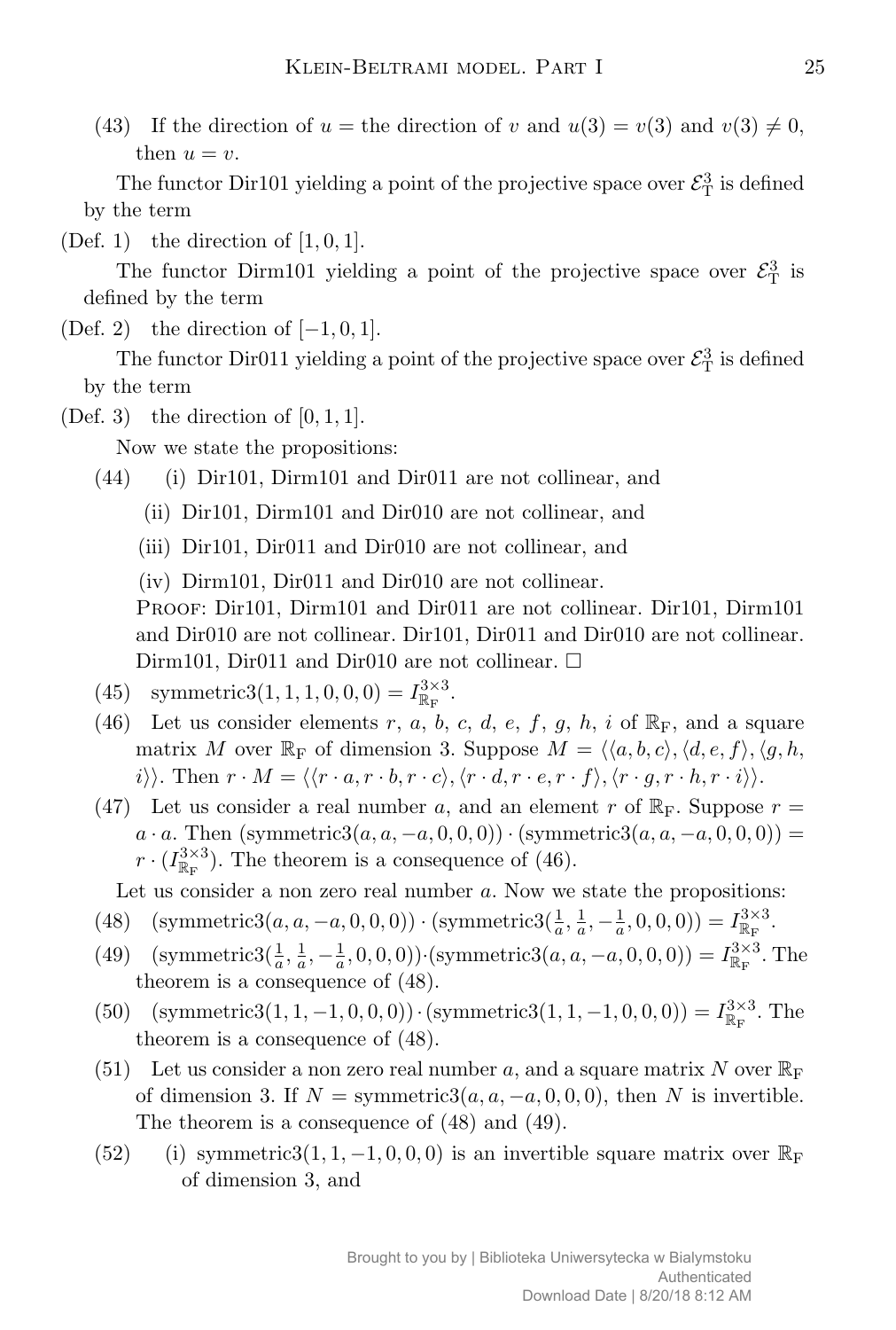(43) If the direction of $u$ = the direction of $v$ and $u(3) = v(3)$ and $v(3) \neq 0$, then $u = v$.

The functor Dir101 yielding a point of the projective space over $\mathcal{E}^3_{\mathrm{T}}$ is defined by the term

(Def. 1) the direction of $[1, 0, 1]$.

The functor Dirm101 yielding a point of the projective space over $\mathcal{E}^3_{\mathrm{T}}$ is defined by the term

(Def. 2) the direction of $[-1, 0, 1]$.

The functor Dir011 yielding a point of the projective space over $\mathcal{E}^3_{\mathrm{T}}$ is defined by the term

(Def. 3) the direction of $[0, 1, 1]$.

Now we state the propositions:

(44) (i) Dir101, Dirm101 and Dir011 are not collinear, and

(ii) Dir101, Dirm101 and Dir010 are not collinear, and

(iii) Dir101, Dir011 and Dir010 are not collinear, and

(iv) Dirm101, Dir011 and Dir010 are not collinear.

Proof: Dir101, Dirm101 and Dir011 are not collinear. Dir101, Dirm101 and Dir010 are not collinear. Dir101, Dir011 and Dir010 are not collinear. Dirm101, Dir011 and Dir010 are not collinear. □

(45) symmetric3$(1, 1, 1, 0, 0, 0) = I^{3 \times 3}_{\mathbb{R}_{\mathrm{F}}}$.

(46) Let us consider elements $r$, $a$, $b$, $c$, $d$, $e$, $f$, $g$, $h$, $i$ of $\mathbb{R}_{\mathrm{F}}$, and a square matrix $M$ over $\mathbb{R}_{\mathrm{F}}$ of dimension 3. Suppose $M = \langle\langle a, b, c\rangle, \langle d, e, f\rangle, \langle g, h, i\rangle\rangle$. Then $r \cdot M = \langle\langle r \cdot a, r \cdot b, r \cdot c\rangle, \langle r \cdot d, r \cdot e, r \cdot f\rangle, \langle r \cdot g, r \cdot h, r \cdot i\rangle\rangle$.

(47) Let us consider a real number $a$, and an element $r$ of $\mathbb{R}_{\mathrm{F}}$. Suppose $r = a \cdot a$. Then (symmetric3$(a, a, -a, 0, 0, 0)$) $\cdot$ (symmetric3$(a, a, -a, 0, 0, 0)$) $= r \cdot (I^{3 \times 3}_{\mathbb{R}_{\mathrm{F}}})$. The theorem is a consequence of (46).

Let us consider a non zero real number $a$. Now we state the propositions:

(48) (symmetric3$(a, a, -a, 0, 0, 0)$) $\cdot$ (symmetric3$(\frac{1}{a}, \frac{1}{a}, -\frac{1}{a}, 0, 0, 0)$) $= I^{3 \times 3}_{\mathbb{R}_{\mathrm{F}}}$.

(49) (symmetric3$(\frac{1}{a}, \frac{1}{a}, -\frac{1}{a}, 0, 0, 0)$)$\cdot$(symmetric3$(a, a, -a, 0, 0, 0)$) $= I^{3 \times 3}_{\mathbb{R}_{\mathrm{F}}}$. The theorem is a consequence of (48).

(50) (symmetric3$(1, 1, -1, 0, 0, 0)$) $\cdot$ (symmetric3$(1, 1, -1, 0, 0, 0)$) $= I^{3 \times 3}_{\mathbb{R}_{\mathrm{F}}}$. The theorem is a consequence of (48).

(51) Let us consider a non zero real number $a$, and a square matrix $N$ over $\mathbb{R}_{\mathrm{F}}$ of dimension 3. If $N$ = symmetric3$(a, a, -a, 0, 0, 0)$, then $N$ is invertible. The theorem is a consequence of (48) and (49).

(52) (i) symmetric3$(1, 1, -1, 0, 0, 0)$ is an invertible square matrix over $\mathbb{R}_{\mathrm{F}}$ of dimension 3, and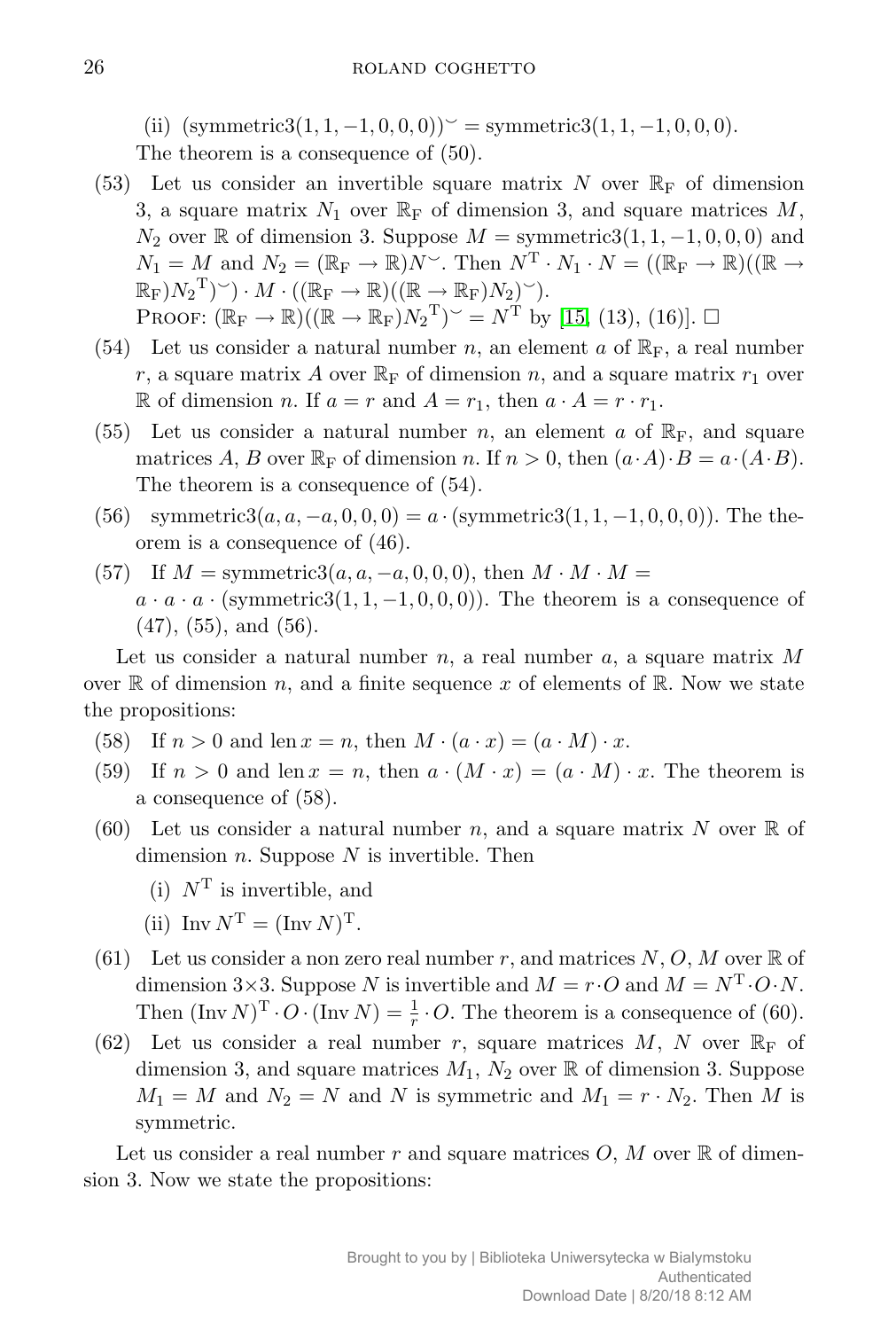(ii) $(\text{symmetric3}(1, 1, -1, 0, 0, 0))^{\smile} = \text{symmetric3}(1, 1, -1, 0, 0, 0)$.

The theorem is a consequence of (50).

(53) Let us consider an invertible square matrix $N$ over $\mathbb{R}_{\rm F}$ of dimension 3, a square matrix $N_1$ over $\mathbb{R}_{\rm F}$ of dimension 3, and square matrices $M$, $N_2$ over $\mathbb{R}$ of dimension 3. Suppose $M = \text{symmetric3}(1, 1, -1, 0, 0, 0)$ and $N_1 = M$ and $N_2 = (\mathbb{R}_{\rm F} \to \mathbb{R})N^{\smile}$. Then $N^{\rm T} \cdot N_1 \cdot N = ((\mathbb{R}_{\rm F} \to \mathbb{R})((\mathbb{R} \to \mathbb{R}_{\rm F}){N_2}^{\rm T})^{\smile}) \cdot M \cdot ((\mathbb{R}_{\rm F} \to \mathbb{R})((\mathbb{R} \to \mathbb{R}_{\rm F})N_2)^{\smile})$.

PROOF: $(\mathbb{R}_{\rm F} \to \mathbb{R})((\mathbb{R} \to \mathbb{R}_{\rm F}){N_2}^{\rm T})^{\smile} = N^{\rm T}$ by [15, (13), (16)]. □

(54) Let us consider a natural number $n$, an element $a$ of $\mathbb{R}_{\rm F}$, a real number $r$, a square matrix $A$ over $\mathbb{R}_{\rm F}$ of dimension $n$, and a square matrix $r_1$ over $\mathbb{R}$ of dimension $n$. If $a = r$ and $A = r_1$, then $a \cdot A = r \cdot r_1$.

(55) Let us consider a natural number $n$, an element $a$ of $\mathbb{R}_{\rm F}$, and square matrices $A$, $B$ over $\mathbb{R}_{\rm F}$ of dimension $n$. If $n > 0$, then $(a \cdot A) \cdot B = a \cdot (A \cdot B)$. The theorem is a consequence of (54).

(56) $\text{symmetric3}(a, a, -a, 0, 0, 0) = a \cdot (\text{symmetric3}(1, 1, -1, 0, 0, 0))$. The theorem is a consequence of (46).

(57) If $M = \text{symmetric3}(a, a, -a, 0, 0, 0)$, then $M \cdot M \cdot M = a \cdot a \cdot a \cdot (\text{symmetric3}(1, 1, -1, 0, 0, 0))$. The theorem is a consequence of (47), (55), and (56).

Let us consider a natural number $n$, a real number $a$, a square matrix $M$ over $\mathbb{R}$ of dimension $n$, and a finite sequence $x$ of elements of $\mathbb{R}$. Now we state the propositions:

(58) If $n > 0$ and $\operatorname{len} x = n$, then $M \cdot (a \cdot x) = (a \cdot M) \cdot x$.

(59) If $n > 0$ and $\operatorname{len} x = n$, then $a \cdot (M \cdot x) = (a \cdot M) \cdot x$. The theorem is a consequence of (58).

(60) Let us consider a natural number $n$, and a square matrix $N$ over $\mathbb{R}$ of dimension $n$. Suppose $N$ is invertible. Then

(i) $N^{\rm T}$ is invertible, and

(ii) $\operatorname{Inv} N^{\rm T} = (\operatorname{Inv} N)^{\rm T}$.

(61) Let us consider a non zero real number $r$, and matrices $N$, $O$, $M$ over $\mathbb{R}$ of dimension $3 \times 3$. Suppose $N$ is invertible and $M = r \cdot O$ and $M = N^{\rm T} \cdot O \cdot N$. Then $(\operatorname{Inv} N)^{\rm T} \cdot O \cdot (\operatorname{Inv} N) = \frac{1}{r} \cdot O$. The theorem is a consequence of (60).

(62) Let us consider a real number $r$, square matrices $M$, $N$ over $\mathbb{R}_{\rm F}$ of dimension 3, and square matrices $M_1$, $N_2$ over $\mathbb{R}$ of dimension 3. Suppose $M_1 = M$ and $N_2 = N$ and $N$ is symmetric and $M_1 = r \cdot N_2$. Then $M$ is symmetric.

Let us consider a real number $r$ and square matrices $O$, $M$ over $\mathbb{R}$ of dimension 3. Now we state the propositions: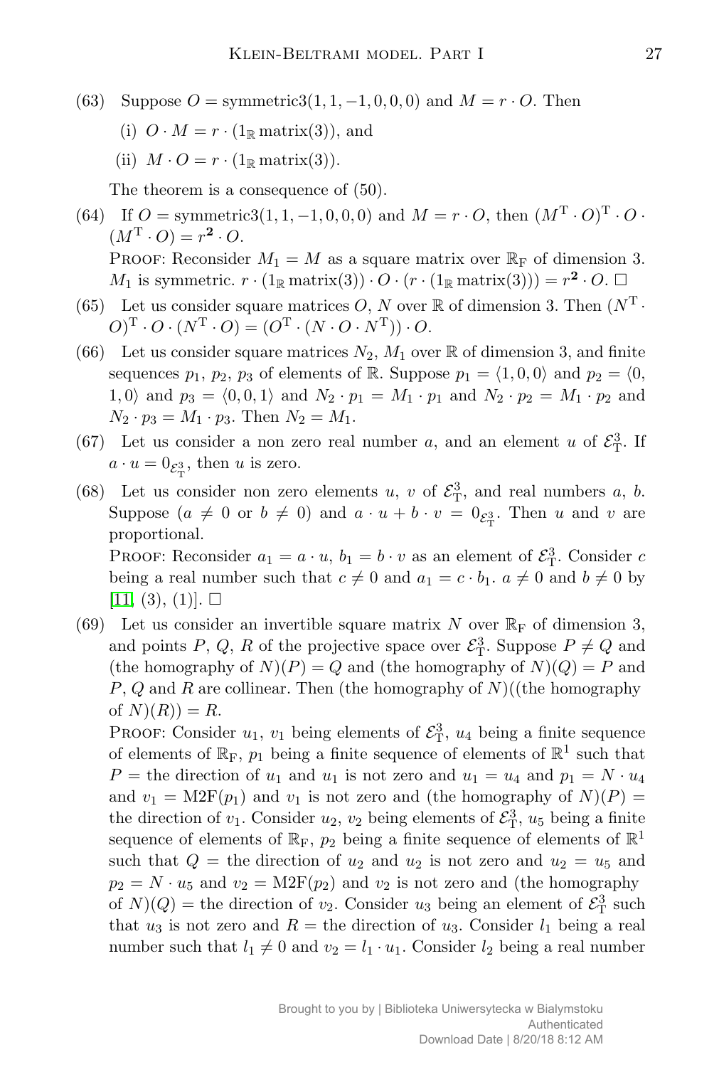(63) Suppose $O = \text{symmetric3}(1, 1, -1, 0, 0, 0)$ and $M = r \cdot O$. Then

  (i) $O \cdot M = r \cdot (1_{\mathbb{R}}\,\text{matrix}(3))$, and

  (ii) $M \cdot O = r \cdot (1_{\mathbb{R}}\,\text{matrix}(3))$.

  The theorem is a consequence of (50).

(64) If $O = \text{symmetric3}(1, 1, -1, 0, 0, 0)$ and $M = r \cdot O$, then $(M^{\mathrm{T}} \cdot O)^{\mathrm{T}} \cdot O \cdot (M^{\mathrm{T}} \cdot O) = r^{\mathbf{2}} \cdot O$.

  Proof: Reconsider $M_1 = M$ as a square matrix over $\mathbb{R}_{\mathrm{F}}$ of dimension 3. $M_1$ is symmetric. $r \cdot (1_{\mathbb{R}}\,\text{matrix}(3)) \cdot O \cdot (r \cdot (1_{\mathbb{R}}\,\text{matrix}(3))) = r^{\mathbf{2}} \cdot O$. □

(65) Let us consider square matrices $O$, $N$ over $\mathbb{R}$ of dimension 3. Then $(N^{\mathrm{T}} \cdot O)^{\mathrm{T}} \cdot O \cdot (N^{\mathrm{T}} \cdot O) = (O^{\mathrm{T}} \cdot (N \cdot O \cdot N^{\mathrm{T}})) \cdot O$.

(66) Let us consider square matrices $N_2$, $M_1$ over $\mathbb{R}$ of dimension 3, and finite sequences $p_1$, $p_2$, $p_3$ of elements of $\mathbb{R}$. Suppose $p_1 = \langle 1, 0, 0\rangle$ and $p_2 = \langle 0, 1, 0\rangle$ and $p_3 = \langle 0, 0, 1\rangle$ and $N_2 \cdot p_1 = M_1 \cdot p_1$ and $N_2 \cdot p_2 = M_1 \cdot p_2$ and $N_2 \cdot p_3 = M_1 \cdot p_3$. Then $N_2 = M_1$.

(67) Let us consider a non zero real number $a$, and an element $u$ of $\mathcal{E}^3_{\mathrm{T}}$. If $a \cdot u = 0_{\mathcal{E}^3_{\mathrm{T}}}$, then $u$ is zero.

(68) Let us consider non zero elements $u$, $v$ of $\mathcal{E}^3_{\mathrm{T}}$, and real numbers $a$, $b$. Suppose ($a \neq 0$ or $b \neq 0$) and $a \cdot u + b \cdot v = 0_{\mathcal{E}^3_{\mathrm{T}}}$. Then $u$ and $v$ are proportional.

  Proof: Reconsider $a_1 = a \cdot u$, $b_1 = b \cdot v$ as an element of $\mathcal{E}^3_{\mathrm{T}}$. Consider $c$ being a real number such that $c \neq 0$ and $a_1 = c \cdot b_1$. $a \neq 0$ and $b \neq 0$ by [11, (3), (1)]. □

(69) Let us consider an invertible square matrix $N$ over $\mathbb{R}_{\mathrm{F}}$ of dimension 3, and points $P$, $Q$, $R$ of the projective space over $\mathcal{E}^3_{\mathrm{T}}$. Suppose $P \neq Q$ and (the homography of $N$)$(P) = Q$ and (the homography of $N$)$(Q) = P$ and $P$, $Q$ and $R$ are collinear. Then (the homography of $N$)((the homography of $N$)$(R)) = R$.

  Proof: Consider $u_1$, $v_1$ being elements of $\mathcal{E}^3_{\mathrm{T}}$, $u_4$ being a finite sequence of elements of $\mathbb{R}_{\mathrm{F}}$, $p_1$ being a finite sequence of elements of $\mathbb{R}^1$ such that $P =$ the direction of $u_1$ and $u_1$ is not zero and $u_1 = u_4$ and $p_1 = N \cdot u_4$ and $v_1 = \text{M2F}(p_1)$ and $v_1$ is not zero and (the homography of $N$)$(P) =$ the direction of $v_1$. Consider $u_2$, $v_2$ being elements of $\mathcal{E}^3_{\mathrm{T}}$, $u_5$ being a finite sequence of elements of $\mathbb{R}_{\mathrm{F}}$, $p_2$ being a finite sequence of elements of $\mathbb{R}^1$ such that $Q =$ the direction of $u_2$ and $u_2$ is not zero and $u_2 = u_5$ and $p_2 = N \cdot u_5$ and $v_2 = \text{M2F}(p_2)$ and $v_2$ is not zero and (the homography of $N$)$(Q) =$ the direction of $v_2$. Consider $u_3$ being an element of $\mathcal{E}^3_{\mathrm{T}}$ such that $u_3$ is not zero and $R =$ the direction of $u_3$. Consider $l_1$ being a real number such that $l_1 \neq 0$ and $v_2 = l_1 \cdot u_1$. Consider $l_2$ being a real number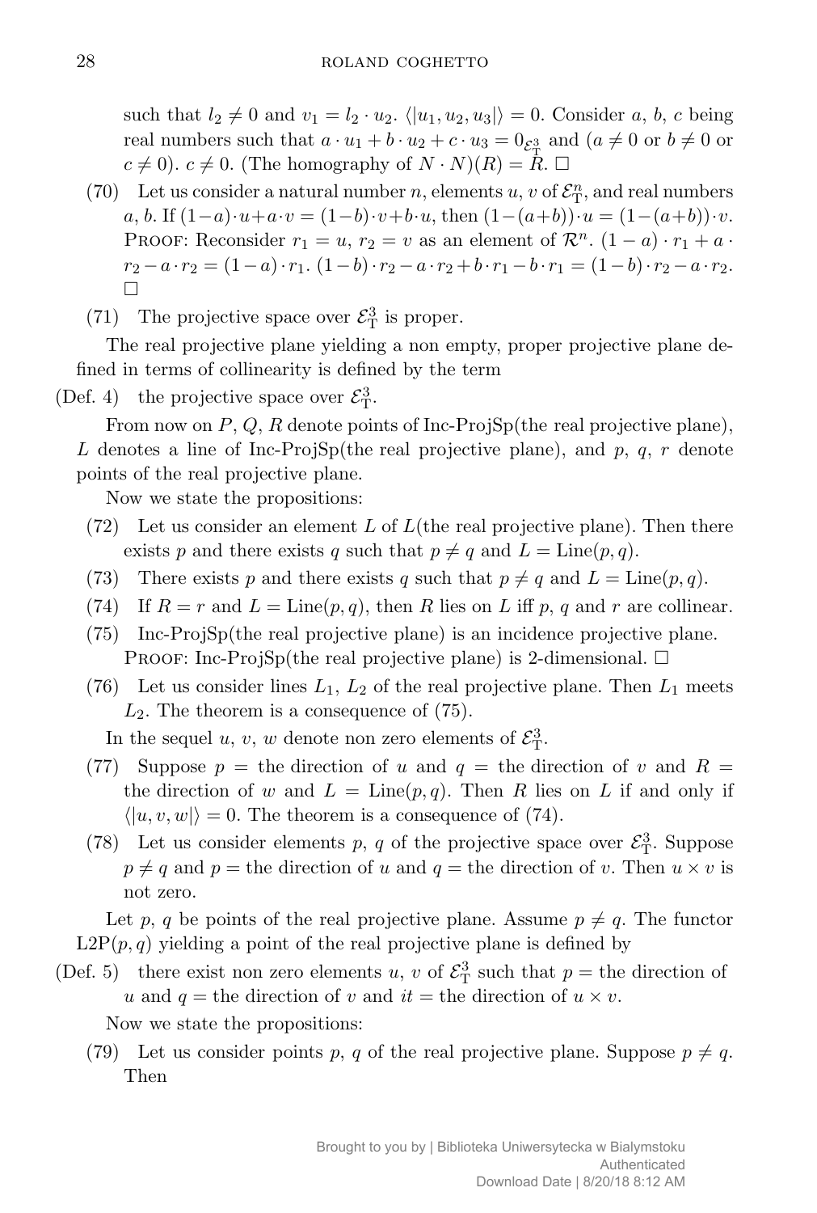such that $l_2 \neq 0$ and $v_1 = l_2 \cdot u_2$. $\langle|u_1, u_2, u_3|\rangle = 0$. Consider $a$, $b$, $c$ being real numbers such that $a \cdot u_1 + b \cdot u_2 + c \cdot u_3 = 0_{\mathcal{E}^3_{\rm T}}$ and ($a \neq 0$ or $b \neq 0$ or $c \neq 0$). $c \neq 0$. (The homography of $N \cdot N$)($R$) $= \tilde{R}$. $\square$

(70) Let us consider a natural number $n$, elements $u$, $v$ of $\mathcal{E}^n_{\rm T}$, and real numbers $a$, $b$. If $(1-a) \cdot u + a \cdot v = (1-b) \cdot v + b \cdot u$, then $(1-(a+b)) \cdot u = (1-(a+b)) \cdot v$.
PROOF: Reconsider $r_1 = u$, $r_2 = v$ as an element of $\mathcal{R}^n$. $(1-a) \cdot r_1 + a \cdot r_2 - a \cdot r_2 = (1-a) \cdot r_1$. $(1-b) \cdot r_2 - a \cdot r_2 + b \cdot r_1 - b \cdot r_1 = (1-b) \cdot r_2 - a \cdot r_2$. $\square$

(71) The projective space over $\mathcal{E}^3_{\rm T}$ is proper.

The real projective plane yielding a non empty, proper projective plane defined in terms of collinearity is defined by the term

(Def. 4) the projective space over $\mathcal{E}^3_{\rm T}$.

From now on $P$, $Q$, $R$ denote points of Inc-ProjSp(the real projective plane), $L$ denotes a line of Inc-ProjSp(the real projective plane), and $p$, $q$, $r$ denote points of the real projective plane.

Now we state the propositions:

(72) Let us consider an element $L$ of $L$(the real projective plane). Then there exists $p$ and there exists $q$ such that $p \neq q$ and $L = \text{Line}(p, q)$.

(73) There exists $p$ and there exists $q$ such that $p \neq q$ and $L = \text{Line}(p, q)$.

(74) If $R = r$ and $L = \text{Line}(p, q)$, then $R$ lies on $L$ iff $p$, $q$ and $r$ are collinear.

(75) Inc-ProjSp(the real projective plane) is an incidence projective plane.
PROOF: Inc-ProjSp(the real projective plane) is 2-dimensional. $\square$

(76) Let us consider lines $L_1$, $L_2$ of the real projective plane. Then $L_1$ meets $L_2$. The theorem is a consequence of (75).

In the sequel $u$, $v$, $w$ denote non zero elements of $\mathcal{E}^3_{\rm T}$.

(77) Suppose $p$ = the direction of $u$ and $q$ = the direction of $v$ and $R$ = the direction of $w$ and $L = \text{Line}(p, q)$. Then $R$ lies on $L$ if and only if $\langle|u, v, w|\rangle = 0$. The theorem is a consequence of (74).

(78) Let us consider elements $p$, $q$ of the projective space over $\mathcal{E}^3_{\rm T}$. Suppose $p \neq q$ and $p$ = the direction of $u$ and $q$ = the direction of $v$. Then $u \times v$ is not zero.

Let $p$, $q$ be points of the real projective plane. Assume $p \neq q$. The functor $\text{L2P}(p, q)$ yielding a point of the real projective plane is defined by

(Def. 5) there exist non zero elements $u$, $v$ of $\mathcal{E}^3_{\rm T}$ such that $p$ = the direction of $u$ and $q$ = the direction of $v$ and *it* = the direction of $u \times v$.

Now we state the propositions:

(79) Let us consider points $p$, $q$ of the real projective plane. Suppose $p \neq q$. Then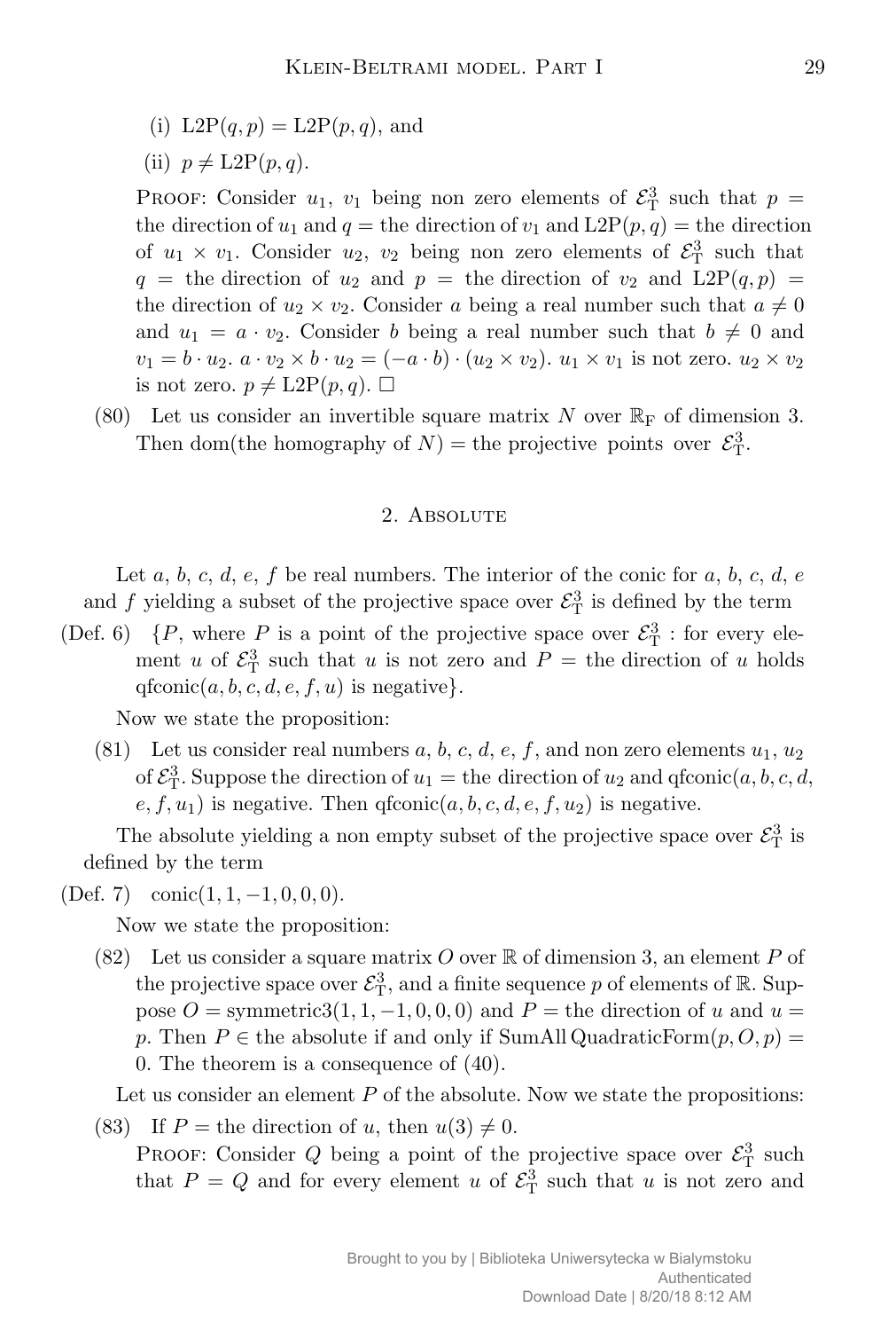(i) $\mathrm{L2P}(q, p) = \mathrm{L2P}(p, q)$, and

(ii) $p \neq \mathrm{L2P}(p, q)$.

PROOF: Consider $u_1$, $v_1$ being non zero elements of $\mathcal{E}^3_{\mathrm{T}}$ such that $p =$ the direction of $u_1$ and $q =$ the direction of $v_1$ and $\mathrm{L2P}(p, q) =$ the direction of $u_1 \times v_1$. Consider $u_2$, $v_2$ being non zero elements of $\mathcal{E}^3_{\mathrm{T}}$ such that $q =$ the direction of $u_2$ and $p =$ the direction of $v_2$ and $\mathrm{L2P}(q, p) =$ the direction of $u_2 \times v_2$. Consider $a$ being a real number such that $a \neq 0$ and $u_1 = a \cdot v_2$. Consider $b$ being a real number such that $b \neq 0$ and $v_1 = b \cdot u_2$. $a \cdot v_2 \times b \cdot u_2 = (-a \cdot b) \cdot (u_2 \times v_2)$. $u_1 \times v_1$ is not zero. $u_2 \times v_2$ is not zero. $p \neq \mathrm{L2P}(p, q)$. □

(80) Let us consider an invertible square matrix $N$ over $\mathbb{R}_{\mathrm{F}}$ of dimension 3. Then dom(the homography of $N$) = the projective points over $\mathcal{E}^3_{\mathrm{T}}$.

## 2. Absolute

Let $a$, $b$, $c$, $d$, $e$, $f$ be real numbers. The interior of the conic for $a$, $b$, $c$, $d$, $e$ and $f$ yielding a subset of the projective space over $\mathcal{E}^3_{\mathrm{T}}$ is defined by the term

(Def. 6) $\{P$, where $P$ is a point of the projective space over $\mathcal{E}^3_{\mathrm{T}}$ : for every element $u$ of $\mathcal{E}^3_{\mathrm{T}}$ such that $u$ is not zero and $P =$ the direction of $u$ holds $\mathrm{qfconic}(a, b, c, d, e, f, u)$ is negative$\}$.

Now we state the proposition:

(81) Let us consider real numbers $a$, $b$, $c$, $d$, $e$, $f$, and non zero elements $u_1$, $u_2$ of $\mathcal{E}^3_{\mathrm{T}}$. Suppose the direction of $u_1 =$ the direction of $u_2$ and $\mathrm{qfconic}(a, b, c, d, e, f, u_1)$ is negative. Then $\mathrm{qfconic}(a, b, c, d, e, f, u_2)$ is negative.

The absolute yielding a non empty subset of the projective space over $\mathcal{E}^3_{\mathrm{T}}$ is defined by the term

(Def. 7) $\mathrm{conic}(1, 1, -1, 0, 0, 0)$.

Now we state the proposition:

(82) Let us consider a square matrix $O$ over $\mathbb{R}$ of dimension 3, an element $P$ of the projective space over $\mathcal{E}^3_{\mathrm{T}}$, and a finite sequence $p$ of elements of $\mathbb{R}$. Suppose $O = \mathrm{symmetric3}(1, 1, -1, 0, 0, 0)$ and $P =$ the direction of $u$ and $u = p$. Then $P \in$ the absolute if and only if $\mathrm{SumAll\,QuadraticForm}(p, O, p) = 0$. The theorem is a consequence of (40).

Let us consider an element $P$ of the absolute. Now we state the propositions:

(83) If $P =$ the direction of $u$, then $u(3) \neq 0$.

PROOF: Consider $Q$ being a point of the projective space over $\mathcal{E}^3_{\mathrm{T}}$ such that $P = Q$ and for every element $u$ of $\mathcal{E}^3_{\mathrm{T}}$ such that $u$ is not zero and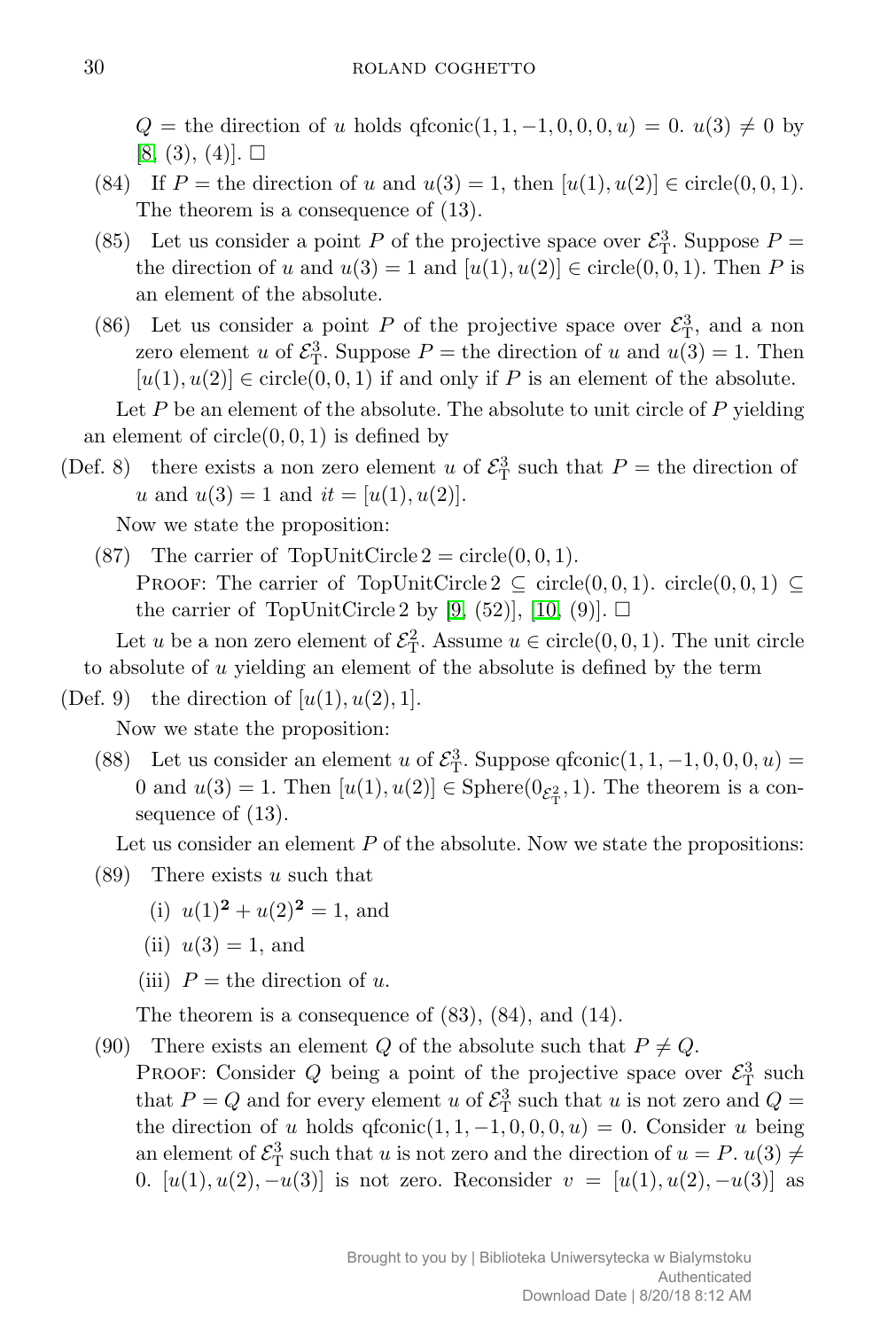$Q =$ the direction of $u$ holds qfconic$(1, 1, -1, 0, 0, 0, u) = 0$. $u(3) \neq 0$ by [8, (3), (4)]. $\square$

(84) If $P =$ the direction of $u$ and $u(3) = 1$, then $[u(1), u(2)] \in$ circle$(0, 0, 1)$. The theorem is a consequence of (13).

(85) Let us consider a point $P$ of the projective space over $\mathcal{E}^3_{\mathrm{T}}$. Suppose $P =$ the direction of $u$ and $u(3) = 1$ and $[u(1), u(2)] \in$ circle$(0, 0, 1)$. Then $P$ is an element of the absolute.

(86) Let us consider a point $P$ of the projective space over $\mathcal{E}^3_{\mathrm{T}}$, and a non zero element $u$ of $\mathcal{E}^3_{\mathrm{T}}$. Suppose $P =$ the direction of $u$ and $u(3) = 1$. Then $[u(1), u(2)] \in$ circle$(0, 0, 1)$ if and only if $P$ is an element of the absolute.

Let $P$ be an element of the absolute. The absolute to unit circle of $P$ yielding an element of circle$(0, 0, 1)$ is defined by

(Def. 8) there exists a non zero element $u$ of $\mathcal{E}^3_{\mathrm{T}}$ such that $P =$ the direction of $u$ and $u(3) = 1$ and $it = [u(1), u(2)]$.

Now we state the proposition:

(87) The carrier of TopUnitCircle 2 $=$ circle$(0, 0, 1)$.

PROOF: The carrier of TopUnitCircle 2 $\subseteq$ circle$(0, 0, 1)$. circle$(0, 0, 1) \subseteq$ the carrier of TopUnitCircle 2 by [9, (52)], [10, (9)]. $\square$

Let $u$ be a non zero element of $\mathcal{E}^2_{\mathrm{T}}$. Assume $u \in$ circle$(0, 0, 1)$. The unit circle to absolute of $u$ yielding an element of the absolute is defined by the term

(Def. 9) the direction of $[u(1), u(2), 1]$.

Now we state the proposition:

(88) Let us consider an element $u$ of $\mathcal{E}^3_{\mathrm{T}}$. Suppose qfconic$(1, 1, -1, 0, 0, 0, u) = 0$ and $u(3) = 1$. Then $[u(1), u(2)] \in$ Sphere$(0_{\mathcal{E}^2_{\mathrm{T}}}, 1)$. The theorem is a consequence of (13).

Let us consider an element $P$ of the absolute. Now we state the propositions:

(89) There exists $u$ such that

(i) $u(1)^{\mathbf{2}} + u(2)^{\mathbf{2}} = 1$, and

(ii) $u(3) = 1$, and

(iii) $P =$ the direction of $u$.

The theorem is a consequence of (83), (84), and (14).

(90) There exists an element $Q$ of the absolute such that $P \neq Q$.

PROOF: Consider $Q$ being a point of the projective space over $\mathcal{E}^3_{\mathrm{T}}$ such that $P = Q$ and for every element $u$ of $\mathcal{E}^3_{\mathrm{T}}$ such that $u$ is not zero and $Q =$ the direction of $u$ holds qfconic$(1, 1, -1, 0, 0, 0, u) = 0$. Consider $u$ being an element of $\mathcal{E}^3_{\mathrm{T}}$ such that $u$ is not zero and the direction of $u = P$. $u(3) \neq 0$. $[u(1), u(2), -u(3)]$ is not zero. Reconsider $v = [u(1), u(2), -u(3)]$ as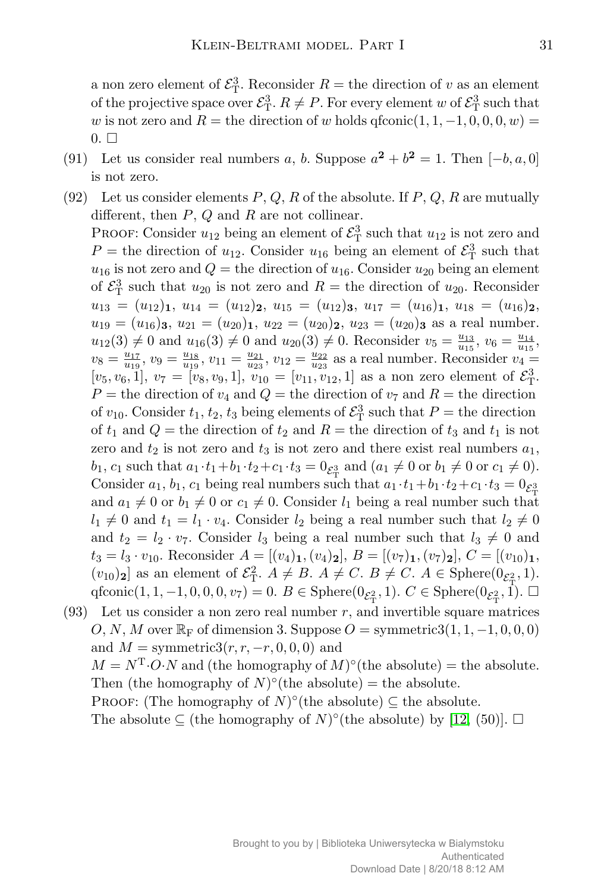a non zero element of $\mathcal{E}^3_{\rm T}$. Reconsider $R$ = the direction of $v$ as an element of the projective space over $\mathcal{E}^3_{\rm T}$. $R \neq P$. For every element $w$ of $\mathcal{E}^3_{\rm T}$ such that $w$ is not zero and $R$ = the direction of $w$ holds qfconic$(1, 1, -1, 0, 0, 0, w) = 0$. $\square$

(91) Let us consider real numbers $a$, $b$. Suppose $a^{\mathbf{2}} + b^{\mathbf{2}} = 1$. Then $[-b, a, 0]$ is not zero.

(92) Let us consider elements $P$, $Q$, $R$ of the absolute. If $P$, $Q$, $R$ are mutually different, then $P$, $Q$ and $R$ are not collinear.

PROOF: Consider $u_{12}$ being an element of $\mathcal{E}^3_{\rm T}$ such that $u_{12}$ is not zero and $P$ = the direction of $u_{12}$. Consider $u_{16}$ being an element of $\mathcal{E}^3_{\rm T}$ such that $u_{16}$ is not zero and $Q$ = the direction of $u_{16}$. Consider $u_{20}$ being an element of $\mathcal{E}^3_{\rm T}$ such that $u_{20}$ is not zero and $R$ = the direction of $u_{20}$. Reconsider $u_{13} = (u_{12})_{\mathbf{1}}$, $u_{14} = (u_{12})_{\mathbf{2}}$, $u_{15} = (u_{12})_{\mathbf{3}}$, $u_{17} = (u_{16})_{\mathbf{1}}$, $u_{18} = (u_{16})_{\mathbf{2}}$, $u_{19} = (u_{16})_{\mathbf{3}}$, $u_{21} = (u_{20})_{\mathbf{1}}$, $u_{22} = (u_{20})_{\mathbf{2}}$, $u_{23} = (u_{20})_{\mathbf{3}}$ as a real number. $u_{12}(3) \neq 0$ and $u_{16}(3) \neq 0$ and $u_{20}(3) \neq 0$. Reconsider $v_5 = \frac{u_{13}}{u_{15}}$, $v_6 = \frac{u_{14}}{u_{15}}$, $v_8 = \frac{u_{17}}{u_{19}}$, $v_9 = \frac{u_{18}}{u_{19}}$, $v_{11} = \frac{u_{21}}{u_{23}}$, $v_{12} = \frac{u_{22}}{u_{23}}$ as a real number. Reconsider $v_4 = [v_5, v_6, 1]$, $v_7 = [v_8, v_9, 1]$, $v_{10} = [v_{11}, v_{12}, 1]$ as a non zero element of $\mathcal{E}^3_{\rm T}$. $P$ = the direction of $v_4$ and $Q$ = the direction of $v_7$ and $R$ = the direction of $v_{10}$. Consider $t_1$, $t_2$, $t_3$ being elements of $\mathcal{E}^3_{\rm T}$ such that $P$ = the direction of $t_1$ and $Q$ = the direction of $t_2$ and $R$ = the direction of $t_3$ and $t_1$ is not zero and $t_2$ is not zero and $t_3$ is not zero and there exist real numbers $a_1$, $b_1$, $c_1$ such that $a_1 \cdot t_1 + b_1 \cdot t_2 + c_1 \cdot t_3 = 0_{\mathcal{E}^3_{\rm T}}$ and ($a_1 \neq 0$ or $b_1 \neq 0$ or $c_1 \neq 0$). Consider $a_1$, $b_1$, $c_1$ being real numbers such that $a_1 \cdot t_1 + b_1 \cdot t_2 + c_1 \cdot t_3 = 0_{\mathcal{E}^3_{\rm T}}$ and $a_1 \neq 0$ or $b_1 \neq 0$ or $c_1 \neq 0$. Consider $l_1$ being a real number such that $l_1 \neq 0$ and $t_1 = l_1 \cdot v_4$. Consider $l_2$ being a real number such that $l_2 \neq 0$ and $t_2 = l_2 \cdot v_7$. Consider $l_3$ being a real number such that $l_3 \neq 0$ and $t_3 = l_3 \cdot v_{10}$. Reconsider $A = [(v_4)_{\mathbf{1}}, (v_4)_{\mathbf{2}}]$, $B = [(v_7)_{\mathbf{1}}, (v_7)_{\mathbf{2}}]$, $C = [(v_{10})_{\mathbf{1}}, (v_{10})_{\mathbf{2}}]$ as an element of $\mathcal{E}^2_{\rm T}$. $A \neq B$. $A \neq C$. $B \neq C$. $A \in \text{Sphere}(0_{\mathcal{E}^2_{\rm T}}, 1)$. qfconic$(1, 1, -1, 0, 0, 0, v_7) = 0$. $B \in \text{Sphere}(0_{\mathcal{E}^2_{\rm T}}, 1)$. $C \in \text{Sphere}(0_{\mathcal{E}^2_{\rm T}}, 1)$. $\square$

(93) Let us consider a non zero real number $r$, and invertible square matrices $O$, $N$, $M$ over $\mathbb{R}_{\rm F}$ of dimension 3. Suppose $O = \text{symmetric3}(1, 1, -1, 0, 0, 0)$ and $M = \text{symmetric3}(r, r, -r, 0, 0, 0)$ and $M = N^{\rm T} \cdot O \cdot N$ and (the homography of $M)^\circ$(the absolute) = the absolute. Then (the homography of $N)^\circ$(the absolute) = the absolute.

PROOF: (The homography of $N)^\circ$(the absolute) $\subseteq$ the absolute. The absolute $\subseteq$ (the homography of $N)^\circ$(the absolute) by [12, (50)]. $\square$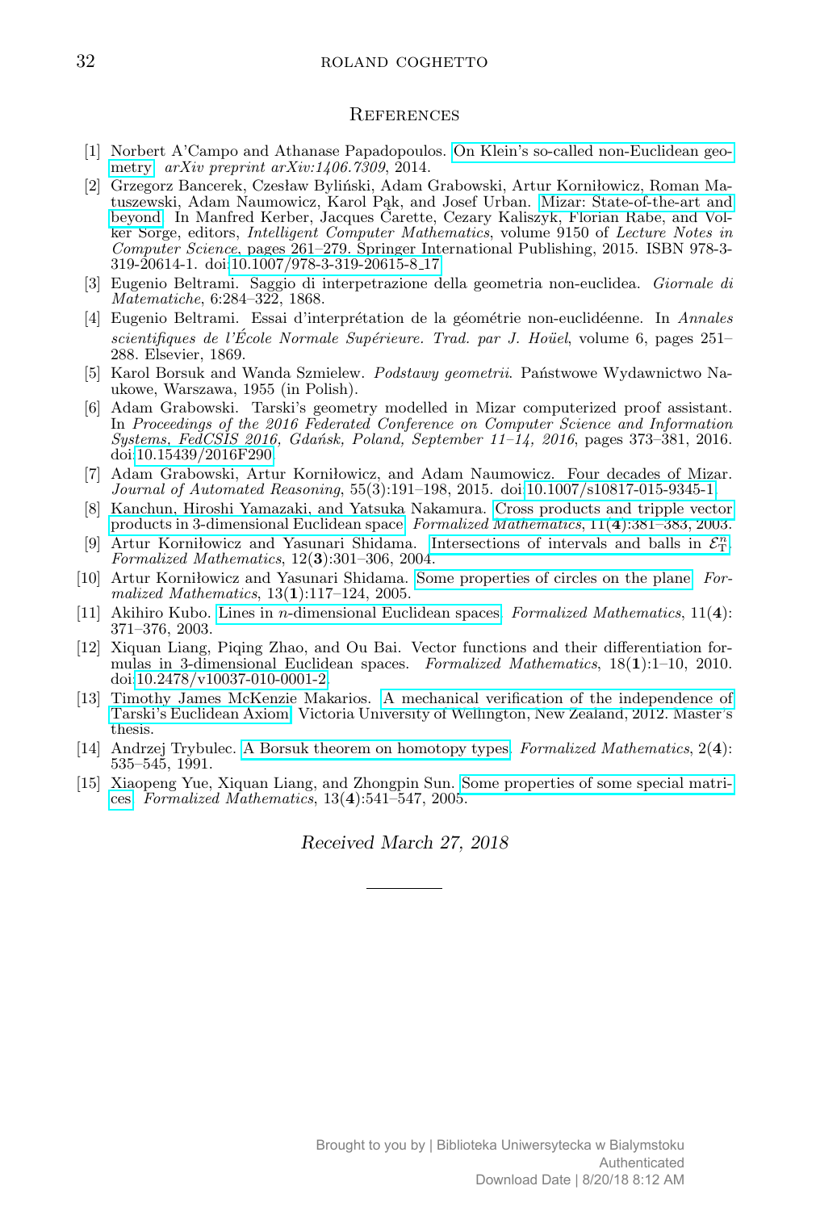## References

[1] Norbert A'Campo and Athanase Papadopoulos. On Klein's so-called non-Euclidean geometry. *arXiv preprint arXiv:1406.7309*, 2014.

[2] Grzegorz Bancerek, Czesław Byliński, Adam Grabowski, Artur Korniłowicz, Roman Matuszewski, Adam Naumowicz, Karol Pąk, and Josef Urban. Mizar: State-of-the-art and beyond. In Manfred Kerber, Jacques Carette, Cezary Kaliszyk, Florian Rabe, and Volker Sorge, editors, *Intelligent Computer Mathematics*, volume 9150 of *Lecture Notes in Computer Science*, pages 261–279. Springer International Publishing, 2015. ISBN 978-3-319-20614-1. doi:10.1007/978-3-319-20615-8_17.

[3] Eugenio Beltrami. Saggio di interpetrazione della geometria non-euclidea. *Giornale di Matematiche*, 6:284–322, 1868.

[4] Eugenio Beltrami. Essai d'interprétation de la géométrie non-euclidéenne. In *Annales scientifiques de l'École Normale Supérieure. Trad. par J. Hoüel*, volume 6, pages 251–288. Elsevier, 1869.

[5] Karol Borsuk and Wanda Szmielew. *Podstawy geometrii*. Państwowe Wydawnictwo Naukowe, Warszawa, 1955 (in Polish).

[6] Adam Grabowski. Tarski's geometry modelled in Mizar computerized proof assistant. In *Proceedings of the 2016 Federated Conference on Computer Science and Information Systems, FedCSIS 2016, Gdańsk, Poland, September 11–14, 2016*, pages 373–381, 2016. doi:10.15439/2016F290.

[7] Adam Grabowski, Artur Korniłowicz, and Adam Naumowicz. Four decades of Mizar. *Journal of Automated Reasoning*, 55(3):191–198, 2015. doi:10.1007/s10817-015-9345-1.

[8] Kanchun, Hiroshi Yamazaki, and Yatsuka Nakamura. Cross products and tripple vector products in 3-dimensional Euclidean space. *Formalized Mathematics*, 11(**4**):381–383, 2003.

[9] Artur Korniłowicz and Yasunari Shidama. Intersections of intervals and balls in $\mathcal{E}^n_{\mathrm{T}}$. *Formalized Mathematics*, 12(**3**):301–306, 2004.

[10] Artur Korniłowicz and Yasunari Shidama. Some properties of circles on the plane. *Formalized Mathematics*, 13(**1**):117–124, 2005.

[11] Akihiro Kubo. Lines in $n$-dimensional Euclidean spaces. *Formalized Mathematics*, 11(**4**): 371–376, 2003.

[12] Xiquan Liang, Piqing Zhao, and Ou Bai. Vector functions and their differentiation formulas in 3-dimensional Euclidean spaces. *Formalized Mathematics*, 18(**1**):1–10, 2010. doi:10.2478/v10037-010-0001-2.

[13] Timothy James McKenzie Makarios. A mechanical verification of the independence of Tarski's Euclidean Axiom. Victoria University of Wellington, New Zealand, 2012. Master's thesis.

[14] Andrzej Trybulec. A Borsuk theorem on homotopy types. *Formalized Mathematics*, 2(**4**): 535–545, 1991.

[15] Xiaopeng Yue, Xiquan Liang, and Zhongpin Sun. Some properties of some special matrices. *Formalized Mathematics*, 13(**4**):541–547, 2005.

*Received March 27, 2018*